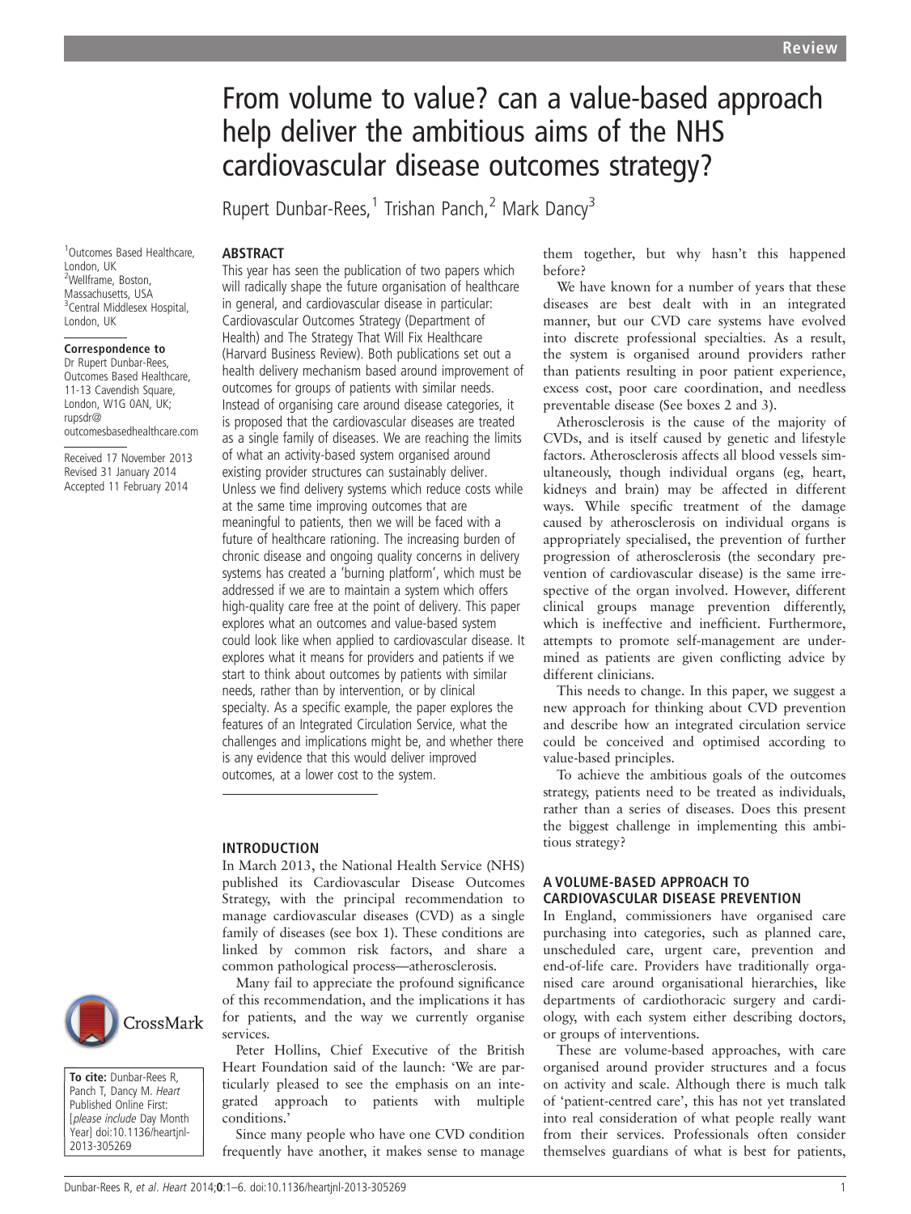Review

# From volume to value? can a value-based approach help deliver the ambitious aims of the NHS cardiovascular disease outcomes strategy?

Rupert Dunbar-Rees,[1] Trishan Panch,[2] Mark Dancy[3]

[1]Outcomes Based Healthcare, London, UK
[2]Wellframe, Boston, Massachusetts, USA
[3]Central Middlesex Hospital, London, UK

**Correspondence to**
Dr Rupert Dunbar-Rees, Outcomes Based Healthcare, 11-13 Cavendish Square, London, W1G 0AN, UK; rupsdr@outcomesbasedhealthcare.com

Received 17 November 2013
Revised 31 January 2014
Accepted 11 February 2014

**To cite:** Dunbar-Rees R, Panch T, Dancy M. *Heart* Published Online First: [*please include* Day Month Year] doi:10.1136/heartjnl-2013-305269

## ABSTRACT

This year has seen the publication of two papers which will radically shape the future organisation of healthcare in general, and cardiovascular disease in particular: Cardiovascular Outcomes Strategy (Department of Health) and The Strategy That Will Fix Healthcare (Harvard Business Review). Both publications set out a health delivery mechanism based around improvement of outcomes for groups of patients with similar needs. Instead of organising care around disease categories, it is proposed that the cardiovascular diseases are treated as a single family of diseases. We are reaching the limits of what an activity-based system organised around existing provider structures can sustainably deliver. Unless we find delivery systems which reduce costs while at the same time improving outcomes that are meaningful to patients, then we will be faced with a future of healthcare rationing. The increasing burden of chronic disease and ongoing quality concerns in delivery systems has created a 'burning platform', which must be addressed if we are to maintain a system which offers high-quality care free at the point of delivery. This paper explores what an outcomes and value-based system could look like when applied to cardiovascular disease. It explores what it means for providers and patients if we start to think about outcomes by patients with similar needs, rather than by intervention, or by clinical specialty. As a specific example, the paper explores the features of an Integrated Circulation Service, what the challenges and implications might be, and whether there is any evidence that this would deliver improved outcomes, at a lower cost to the system.

## INTRODUCTION

In March 2013, the National Health Service (NHS) published its Cardiovascular Disease Outcomes Strategy, with the principal recommendation to manage cardiovascular diseases (CVD) as a single family of diseases (see box 1). These conditions are linked by common risk factors, and share a common pathological process—atherosclerosis.

Many fail to appreciate the profound significance of this recommendation, and the implications it has for patients, and the way we currently organise services.

Peter Hollins, Chief Executive of the British Heart Foundation said of the launch: 'We are particularly pleased to see the emphasis on an integrated approach to patients with multiple conditions.'

Since many people who have one CVD condition frequently have another, it makes sense to manage them together, but why hasn't this happened before?

We have known for a number of years that these diseases are best dealt with in an integrated manner, but our CVD care systems have evolved into discrete professional specialties. As a result, the system is organised around providers rather than patients resulting in poor patient experience, excess cost, poor care coordination, and needless preventable disease (See boxes 2 and 3).

Atherosclerosis is the cause of the majority of CVDs, and is itself caused by genetic and lifestyle factors. Atherosclerosis affects all blood vessels simultaneously, though individual organs (eg, heart, kidneys and brain) may be affected in different ways. While specific treatment of the damage caused by atherosclerosis on individual organs is appropriately specialised, the prevention of further progression of atherosclerosis (the secondary prevention of cardiovascular disease) is the same irrespective of the organ involved. However, different clinical groups manage prevention differently, which is ineffective and inefficient. Furthermore, attempts to promote self-management are undermined as patients are given conflicting advice by different clinicians.

This needs to change. In this paper, we suggest a new approach for thinking about CVD prevention and describe how an integrated circulation service could be conceived and optimised according to value-based principles.

To achieve the ambitious goals of the outcomes strategy, patients need to be treated as individuals, rather than a series of diseases. Does this present the biggest challenge in implementing this ambitious strategy?

## A VOLUME-BASED APPROACH TO CARDIOVASCULAR DISEASE PREVENTION

In England, commissioners have organised care purchasing into categories, such as planned care, unscheduled care, urgent care, prevention and end-of-life care. Providers have traditionally organised care around organisational hierarchies, like departments of cardiothoracic surgery and cardiology, with each system either describing doctors, or groups of interventions.

These are volume-based approaches, with care organised around provider structures and a focus on activity and scale. Although there is much talk of 'patient-centred care', this has not yet translated into real consideration of what people really want from their services. Professionals often consider themselves guardians of what is best for patients,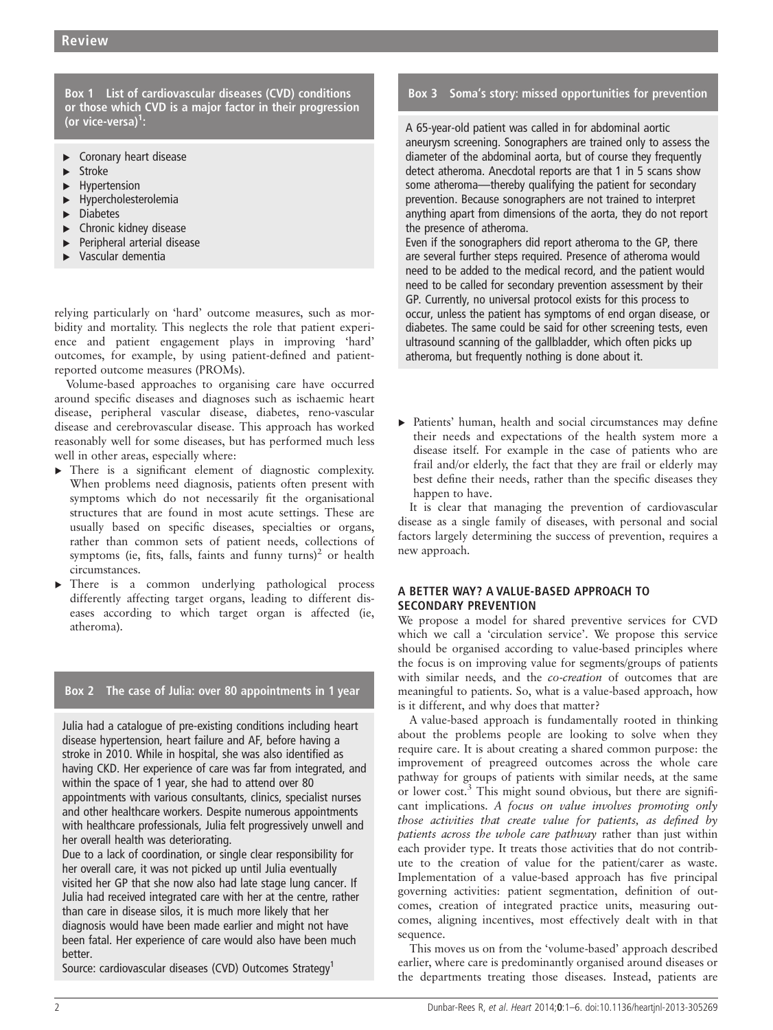**Box 1 List of cardiovascular diseases (CVD) conditions or those which CVD is a major factor in their progression (or vice-versa)[1]:**

- Coronary heart disease
- Stroke
- Hypertension
- Hypercholesterolemia
- Diabetes
- Chronic kidney disease
- Peripheral arterial disease
- Vascular dementia

relying particularly on 'hard' outcome measures, such as morbidity and mortality. This neglects the role that patient experience and patient engagement plays in improving 'hard' outcomes, for example, by using patient-defined and patient-reported outcome measures (PROMs).

Volume-based approaches to organising care have occurred around specific diseases and diagnoses such as ischaemic heart disease, peripheral vascular disease, diabetes, reno-vascular disease and cerebrovascular disease. This approach has worked reasonably well for some diseases, but has performed much less well in other areas, especially where:

- There is a significant element of diagnostic complexity. When problems need diagnosis, patients often present with symptoms which do not necessarily fit the organisational structures that are found in most acute settings. These are usually based on specific diseases, specialties or organs, rather than common sets of patient needs, collections of symptoms (ie, fits, falls, faints and funny turns)[2] or health circumstances.
- There is a common underlying pathological process differently affecting target organs, leading to different diseases according to which target organ is affected (ie, atheroma).

**Box 2 The case of Julia: over 80 appointments in 1 year**

Julia had a catalogue of pre-existing conditions including heart disease hypertension, heart failure and AF, before having a stroke in 2010. While in hospital, she was also identified as having CKD. Her experience of care was far from integrated, and within the space of 1 year, she had to attend over 80 appointments with various consultants, clinics, specialist nurses and other healthcare workers. Despite numerous appointments with healthcare professionals, Julia felt progressively unwell and her overall health was deteriorating.

Due to a lack of coordination, or single clear responsibility for her overall care, it was not picked up until Julia eventually visited her GP that she now also had late stage lung cancer. If Julia had received integrated care with her at the centre, rather than care in disease silos, it is much more likely that her diagnosis would have been made earlier and might not have been fatal. Her experience of care would also have been much better.

Source: cardiovascular diseases (CVD) Outcomes Strategy[1]

**Box 3 Soma's story: missed opportunities for prevention**

A 65-year-old patient was called in for abdominal aortic aneurysm screening. Sonographers are trained only to assess the diameter of the abdominal aorta, but of course they frequently detect atheroma. Anecdotal reports are that 1 in 5 scans show some atheroma—thereby qualifying the patient for secondary prevention. Because sonographers are not trained to interpret anything apart from dimensions of the aorta, they do not report the presence of atheroma.

Even if the sonographers did report atheroma to the GP, there are several further steps required. Presence of atheroma would need to be added to the medical record, and the patient would need to be called for secondary prevention assessment by their GP. Currently, no universal protocol exists for this process to occur, unless the patient has symptoms of end organ disease, or diabetes. The same could be said for other screening tests, even ultrasound scanning of the gallbladder, which often picks up atheroma, but frequently nothing is done about it.

- Patients' human, health and social circumstances may define their needs and expectations of the health system more a disease itself. For example in the case of patients who are frail and/or elderly, the fact that they are frail or elderly may best define their needs, rather than the specific diseases they happen to have.

It is clear that managing the prevention of cardiovascular disease as a single family of diseases, with personal and social factors largely determining the success of prevention, requires a new approach.

## A BETTER WAY? A VALUE-BASED APPROACH TO SECONDARY PREVENTION

We propose a model for shared preventive services for CVD which we call a 'circulation service'. We propose this service should be organised according to value-based principles where the focus is on improving value for segments/groups of patients with similar needs, and the *co-creation* of outcomes that are meaningful to patients. So, what is a value-based approach, how is it different, and why does that matter?

A value-based approach is fundamentally rooted in thinking about the problems people are looking to solve when they require care. It is about creating a shared common purpose: the improvement of preagreed outcomes across the whole care pathway for groups of patients with similar needs, at the same or lower cost.[3] This might sound obvious, but there are significant implications. *A focus on value involves promoting only those activities that create value for patients, as defined by patients across the whole care pathway* rather than just within each provider type. It treats those activities that do not contribute to the creation of value for the patient/carer as waste. Implementation of a value-based approach has five principal governing activities: patient segmentation, definition of outcomes, creation of integrated practice units, measuring outcomes, aligning incentives, most effectively dealt with in that sequence.

This moves us on from the 'volume-based' approach described earlier, where care is predominantly organised around diseases or the departments treating those diseases. Instead, patients are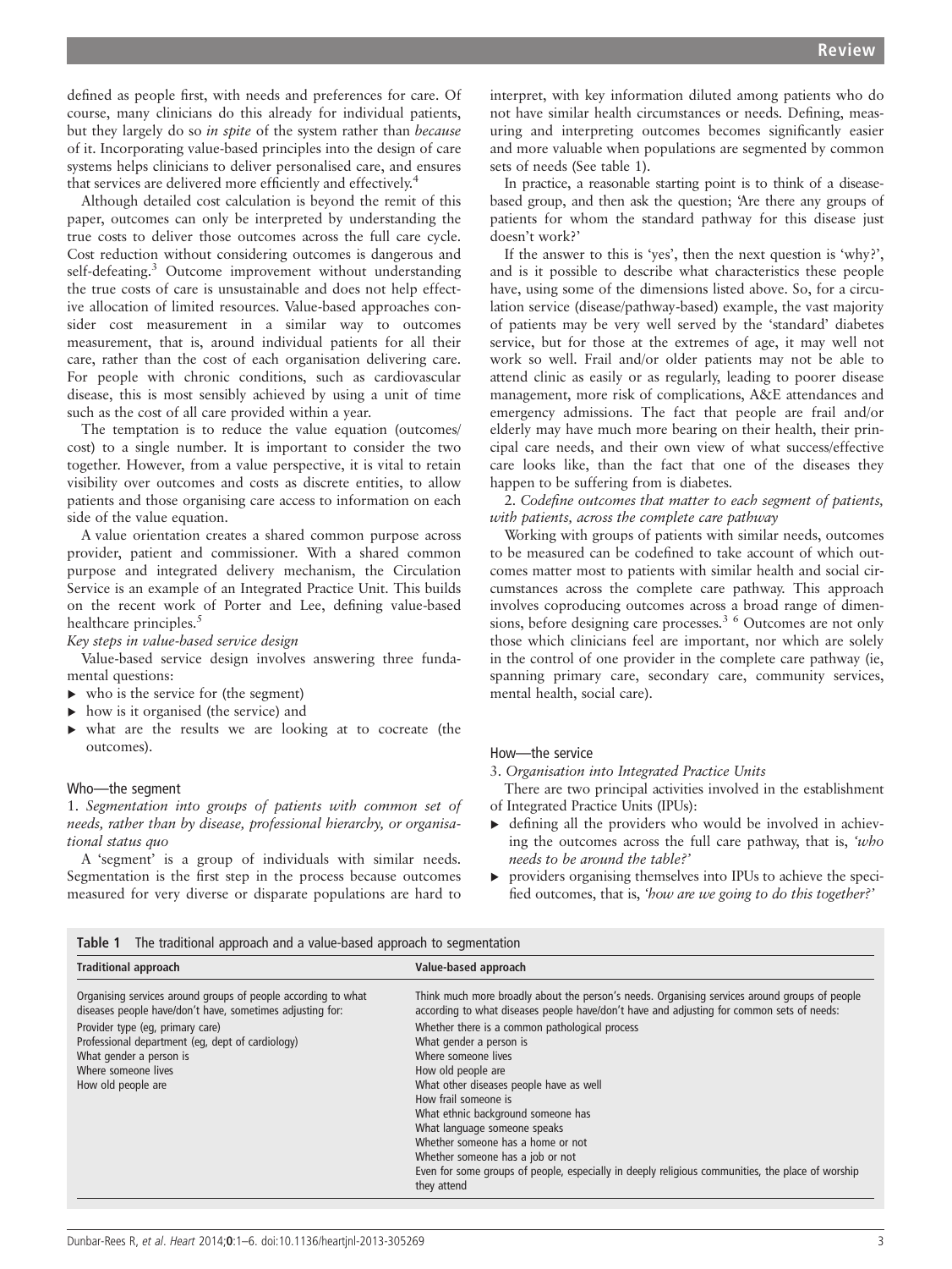defined as people first, with needs and preferences for care. Of course, many clinicians do this already for individual patients, but they largely do so *in spite* of the system rather than *because* of it. Incorporating value-based principles into the design of care systems helps clinicians to deliver personalised care, and ensures that services are delivered more efficiently and effectively.[4]

Although detailed cost calculation is beyond the remit of this paper, outcomes can only be interpreted by understanding the true costs to deliver those outcomes across the full care cycle. Cost reduction without considering outcomes is dangerous and self-defeating.[3] Outcome improvement without understanding the true costs of care is unsustainable and does not help effective allocation of limited resources. Value-based approaches consider cost measurement in a similar way to outcomes measurement, that is, around individual patients for all their care, rather than the cost of each organisation delivering care. For people with chronic conditions, such as cardiovascular disease, this is most sensibly achieved by using a unit of time such as the cost of all care provided within a year.

The temptation is to reduce the value equation (outcomes/cost) to a single number. It is important to consider the two together. However, from a value perspective, it is vital to retain visibility over outcomes and costs as discrete entities, to allow patients and those organising care access to information on each side of the value equation.

A value orientation creates a shared common purpose across provider, patient and commissioner. With a shared common purpose and integrated delivery mechanism, the Circulation Service is an example of an Integrated Practice Unit. This builds on the recent work of Porter and Lee, defining value-based healthcare principles.[5]

*Key steps in value-based service design*

Value-based service design involves answering three fundamental questions:

- who is the service for (the segment)
- how is it organised (the service) and
- what are the results we are looking at to cocreate (the outcomes).

### Who—the segment

1. *Segmentation into groups of patients with common set of needs, rather than by disease, professional hierarchy, or organisational status quo*

A 'segment' is a group of individuals with similar needs. Segmentation is the first step in the process because outcomes measured for very diverse or disparate populations are hard to interpret, with key information diluted among patients who do not have similar health circumstances or needs. Defining, measuring and interpreting outcomes becomes significantly easier and more valuable when populations are segmented by common sets of needs (See table 1).

In practice, a reasonable starting point is to think of a disease-based group, and then ask the question; 'Are there any groups of patients for whom the standard pathway for this disease just doesn't work?'

If the answer to this is 'yes', then the next question is 'why?', and is it possible to describe what characteristics these people have, using some of the dimensions listed above. So, for a circulation service (disease/pathway-based) example, the vast majority of patients may be very well served by the 'standard' diabetes service, but for those at the extremes of age, it may well not work so well. Frail and/or older patients may not be able to attend clinic as easily or as regularly, leading to poorer disease management, more risk of complications, A&E attendances and emergency admissions. The fact that people are frail and/or elderly may have much more bearing on their health, their principal care needs, and their own view of what success/effective care looks like, than the fact that one of the diseases they happen to be suffering from is diabetes.

2. *Codefine outcomes that matter to each segment of patients, with patients, across the complete care pathway*

Working with groups of patients with similar needs, outcomes to be measured can be codefined to take account of which outcomes matter most to patients with similar health and social circumstances across the complete care pathway. This approach involves coproducing outcomes across a broad range of dimensions, before designing care processes.[3 6] Outcomes are not only those which clinicians feel are important, nor which are solely in the control of one provider in the complete care pathway (ie, spanning primary care, secondary care, community services, mental health, social care).

### How—the service

3. *Organisation into Integrated Practice Units*

There are two principal activities involved in the establishment of Integrated Practice Units (IPUs):

- defining all the providers who would be involved in achieving the outcomes across the full care pathway, that is, *'who needs to be around the table?'*
- providers organising themselves into IPUs to achieve the specified outcomes, that is, *'how are we going to do this together?'*

**Table 1** The traditional approach and a value-based approach to segmentation

| Traditional approach | Value-based approach |
|---|---|
| Organising services around groups of people according to what diseases people have/don't have, sometimes adjusting for: | Think much more broadly about the person's needs. Organising services around groups of people according to what diseases people have/don't have and adjusting for common sets of needs: |
| Provider type (eg, primary care) | Whether there is a common pathological process |
| Professional department (eg, dept of cardiology) | What gender a person is |
| What gender a person is | Where someone lives |
| Where someone lives | How old people are |
| How old people are | What other diseases people have as well |
| | How frail someone is |
| | What ethnic background someone has |
| | What language someone speaks |
| | Whether someone has a home or not |
| | Whether someone has a job or not |
| | Even for some groups of people, especially in deeply religious communities, the place of worship they attend |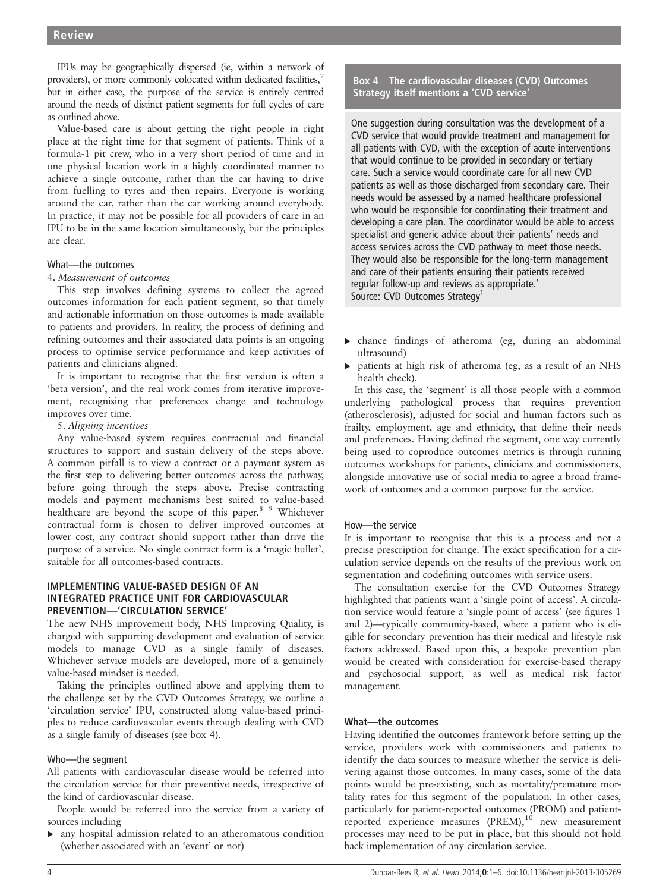IPUs may be geographically dispersed (ie, within a network of providers), or more commonly colocated within dedicated facilities,[7] but in either case, the purpose of the service is entirely centred around the needs of distinct patient segments for full cycles of care as outlined above.

Value-based care is about getting the right people in right place at the right time for that segment of patients. Think of a formula-1 pit crew, who in a very short period of time and in one physical location work in a highly coordinated manner to achieve a single outcome, rather than the car having to drive from fuelling to tyres and then repairs. Everyone is working around the car, rather than the car working around everybody. In practice, it may not be possible for all providers of care in an IPU to be in the same location simultaneously, but the principles are clear.

### What—the outcomes

#### 4. *Measurement of outcomes*

This step involves defining systems to collect the agreed outcomes information for each patient segment, so that timely and actionable information on those outcomes is made available to patients and providers. In reality, the process of defining and refining outcomes and their associated data points is an ongoing process to optimise service performance and keep activities of patients and clinicians aligned.

It is important to recognise that the first version is often a 'beta version', and the real work comes from iterative improvement, recognising that preferences change and technology improves over time.

#### 5. *Aligning incentives*

Any value-based system requires contractual and financial structures to support and sustain delivery of the steps above. A common pitfall is to view a contract or a payment system as the first step to delivering better outcomes across the pathway, before going through the steps above. Precise contracting models and payment mechanisms best suited to value-based healthcare are beyond the scope of this paper.[8,9] Whichever contractual form is chosen to deliver improved outcomes at lower cost, any contract should support rather than drive the purpose of a service. No single contract form is a 'magic bullet', suitable for all outcomes-based contracts.

## IMPLEMENTING VALUE-BASED DESIGN OF AN INTEGRATED PRACTICE UNIT FOR CARDIOVASCULAR PREVENTION—'CIRCULATION SERVICE'

The new NHS improvement body, NHS Improving Quality, is charged with supporting development and evaluation of service models to manage CVD as a single family of diseases. Whichever service models are developed, more of a genuinely value-based mindset is needed.

Taking the principles outlined above and applying them to the challenge set by the CVD Outcomes Strategy, we outline a 'circulation service' IPU, constructed along value-based principles to reduce cardiovascular events through dealing with CVD as a single family of diseases (see box 4).

### Who—the segment

All patients with cardiovascular disease would be referred into the circulation service for their preventive needs, irrespective of the kind of cardiovascular disease.

People would be referred into the service from a variety of sources including

- any hospital admission related to an atheromatous condition (whether associated with an 'event' or not)
- chance findings of atheroma (eg, during an abdominal ultrasound)
- patients at high risk of atheroma (eg, as a result of an NHS health check).

In this case, the 'segment' is all those people with a common underlying pathological process that requires prevention (atherosclerosis), adjusted for social and human factors such as frailty, employment, age and ethnicity, that define their needs and preferences. Having defined the segment, one way currently being used to coproduce outcomes metrics is through running outcomes workshops for patients, clinicians and commissioners, alongside innovative use of social media to agree a broad framework of outcomes and a common purpose for the service.

> **Box 4 The cardiovascular diseases (CVD) Outcomes Strategy itself mentions a 'CVD service'**
>
> One suggestion during consultation was the development of a CVD service that would provide treatment and management for all patients with CVD, with the exception of acute interventions that would continue to be provided in secondary or tertiary care. Such a service would coordinate care for all new CVD patients as well as those discharged from secondary care. Their needs would be assessed by a named healthcare professional who would be responsible for coordinating their treatment and developing a care plan. The coordinator would be able to access specialist and generic advice about their patients' needs and access services across the CVD pathway to meet those needs. They would also be responsible for the long-term management and care of their patients ensuring their patients received regular follow-up and reviews as appropriate.'
> Source: CVD Outcomes Strategy[1]

### How—the service

It is important to recognise that this is a process and not a precise prescription for change. The exact specification for a circulation service depends on the results of the previous work on segmentation and codefining outcomes with service users.

The consultation exercise for the CVD Outcomes Strategy highlighted that patients want a 'single point of access'. A circulation service would feature a 'single point of access' (see figures 1 and 2)—typically community-based, where a patient who is eligible for secondary prevention has their medical and lifestyle risk factors addressed. Based upon this, a bespoke prevention plan would be created with consideration for exercise-based therapy and psychosocial support, as well as medical risk factor management.

### What—the outcomes

Having identified the outcomes framework before setting up the service, providers work with commissioners and patients to identify the data sources to measure whether the service is delivering against those outcomes. In many cases, some of the data points would be pre-existing, such as mortality/premature mortality rates for this segment of the population. In other cases, particularly for patient-reported outcomes (PROM) and patient-reported experience measures (PREM),[10] new measurement processes may need to be put in place, but this should not hold back implementation of any circulation service.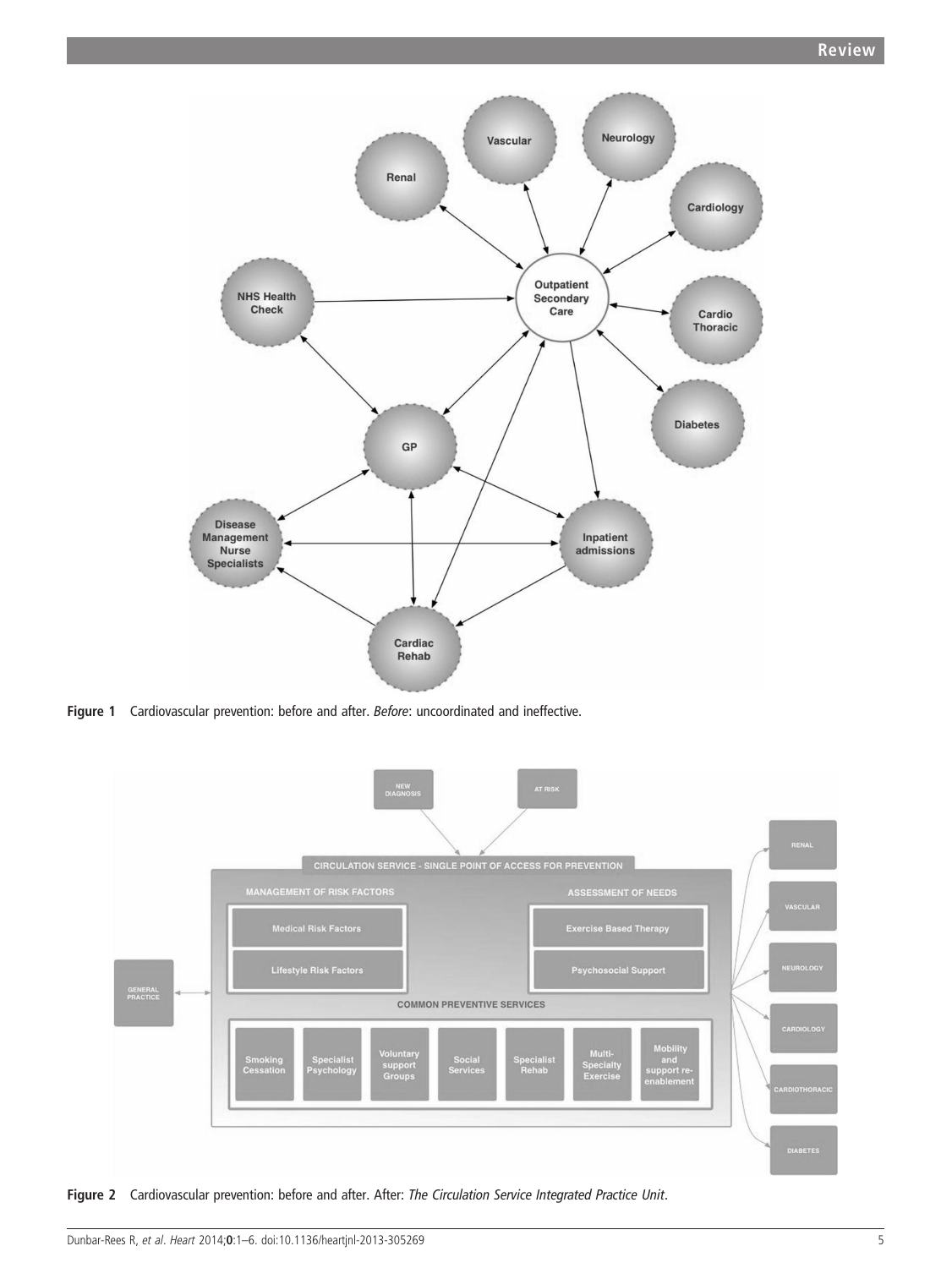**Figure 1** Cardiovascular prevention: before and after. *Before*: uncoordinated and ineffective.

**Figure 2** Cardiovascular prevention: before and after. After: *The Circulation Service Integrated Practice Unit*.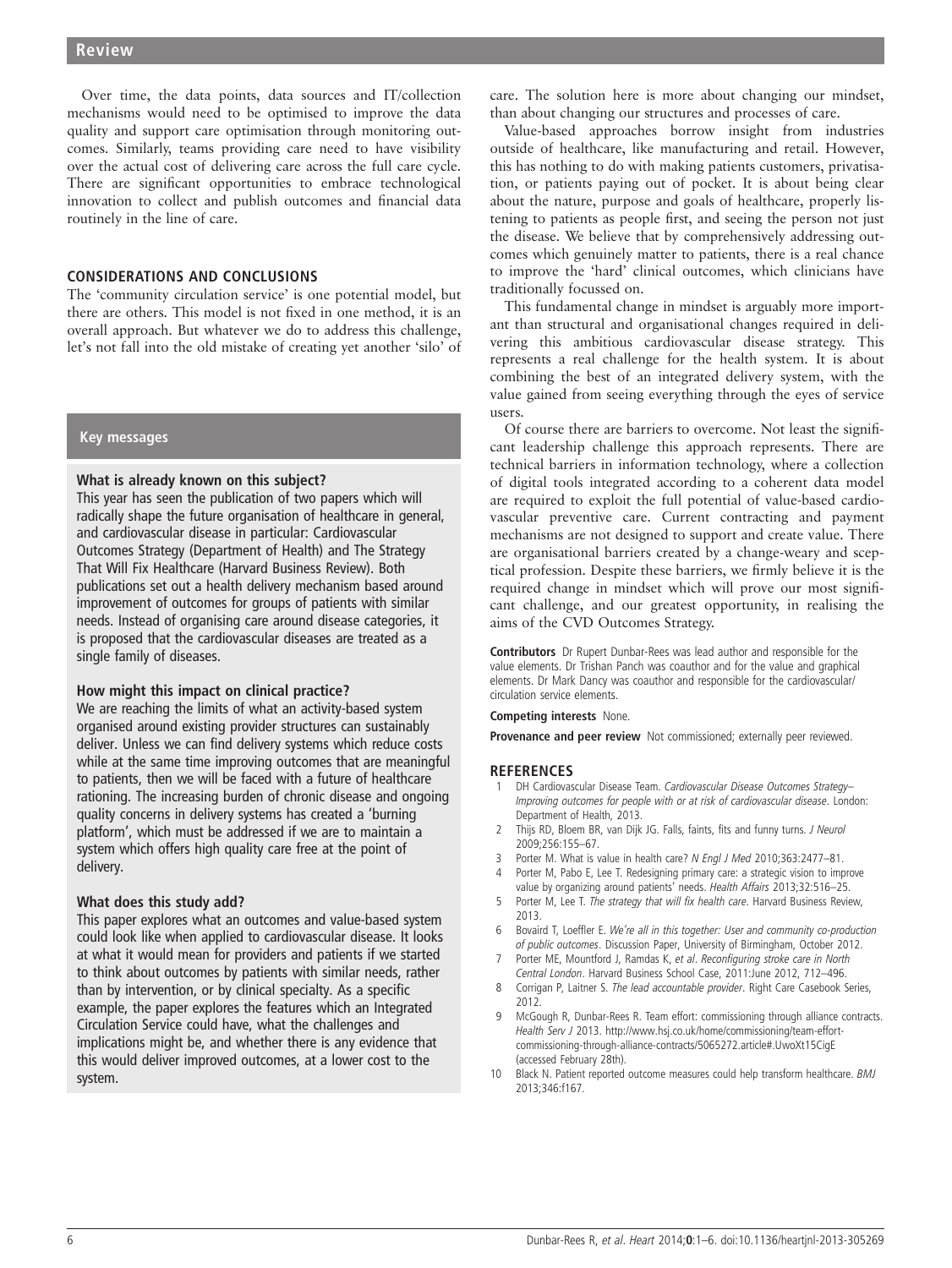Over time, the data points, data sources and IT/collection mechanisms would need to be optimised to improve the data quality and support care optimisation through monitoring outcomes. Similarly, teams providing care need to have visibility over the actual cost of delivering care across the full care cycle. There are significant opportunities to embrace technological innovation to collect and publish outcomes and financial data routinely in the line of care.

## CONSIDERATIONS AND CONCLUSIONS

The 'community circulation service' is one potential model, but there are others. This model is not fixed in one method, it is an overall approach. But whatever we do to address this challenge, let's not fall into the old mistake of creating yet another 'silo' of care. The solution here is more about changing our mindset, than about changing our structures and processes of care.

Value-based approaches borrow insight from industries outside of healthcare, like manufacturing and retail. However, this has nothing to do with making patients customers, privatisation, or patients paying out of pocket. It is about being clear about the nature, purpose and goals of healthcare, properly listening to patients as people first, and seeing the person not just the disease. We believe that by comprehensively addressing outcomes which genuinely matter to patients, there is a real chance to improve the 'hard' clinical outcomes, which clinicians have traditionally focussed on.

This fundamental change in mindset is arguably more important than structural and organisational changes required in delivering this ambitious cardiovascular disease strategy. This represents a real challenge for the health system. It is about combining the best of an integrated delivery system, with the value gained from seeing everything through the eyes of service users.

Of course there are barriers to overcome. Not least the significant leadership challenge this approach represents. There are technical barriers in information technology, where a collection of digital tools integrated according to a coherent data model are required to exploit the full potential of value-based cardiovascular preventive care. Current contracting and payment mechanisms are not designed to support and create value. There are organisational barriers created by a change-weary and sceptical profession. Despite these barriers, we firmly believe it is the required change in mindset which will prove our most significant challenge, and our greatest opportunity, in realising the aims of the CVD Outcomes Strategy.

### Key messages

**What is already known on this subject?**

This year has seen the publication of two papers which will radically shape the future organisation of healthcare in general, and cardiovascular disease in particular: Cardiovascular Outcomes Strategy (Department of Health) and The Strategy That Will Fix Healthcare (Harvard Business Review). Both publications set out a health delivery mechanism based around improvement of outcomes for groups of patients with similar needs. Instead of organising care around disease categories, it is proposed that the cardiovascular diseases are treated as a single family of diseases.

**How might this impact on clinical practice?**

We are reaching the limits of what an activity-based system organised around existing provider structures can sustainably deliver. Unless we can find delivery systems which reduce costs while at the same time improving outcomes that are meaningful to patients, then we will be faced with a future of healthcare rationing. The increasing burden of chronic disease and ongoing quality concerns in delivery systems has created a 'burning platform', which must be addressed if we are to maintain a system which offers high quality care free at the point of delivery.

**What does this study add?**

This paper explores what an outcomes and value-based system could look like when applied to cardiovascular disease. It looks at what it would mean for providers and patients if we started to think about outcomes by patients with similar needs, rather than by intervention, or by clinical specialty. As a specific example, the paper explores the features which an Integrated Circulation Service could have, what the challenges and implications might be, and whether there is any evidence that this would deliver improved outcomes, at a lower cost to the system.

**Contributors** Dr Rupert Dunbar-Rees was lead author and responsible for the value elements. Dr Trishan Panch was coauthor and for the value and graphical elements. Dr Mark Dancy was coauthor and responsible for the cardiovascular/circulation service elements.

**Competing interests** None.

**Provenance and peer review** Not commissioned; externally peer reviewed.

## REFERENCES

1. DH Cardiovascular Disease Team. *Cardiovascular Disease Outcomes Strategy–Improving outcomes for people with or at risk of cardiovascular disease*. London: Department of Health, 2013.
2. Thijs RD, Bloem BR, van Dijk JG. Falls, faints, fits and funny turns. *J Neurol* 2009;256:155–67.
3. Porter M. What is value in health care? *N Engl J Med* 2010;363:2477–81.
4. Porter M, Pabo E, Lee T. Redesigning primary care: a strategic vision to improve value by organizing around patients' needs. *Health Affairs* 2013;32:516–25.
5. Porter M, Lee T. *The strategy that will fix health care*. Harvard Business Review, 2013.
6. Bovaird T, Loeffler E. *We're all in this together: User and community co-production of public outcomes*. Discussion Paper, University of Birmingham, October 2012.
7. Porter ME, Mountford J, Ramdas K, *et al*. *Reconfiguring stroke care in North Central London*. Harvard Business School Case, 2011:June 2012, 712–496.
8. Corrigan P, Laitner S. *The lead accountable provider*. Right Care Casebook Series, 2012.
9. McGough R, Dunbar-Rees R. Team effort: commissioning through alliance contracts. *Health Serv J* 2013. http://www.hsj.co.uk/home/commissioning/team-effort-commissioning-through-alliance-contracts/5065272.article#.UwoXt15CigE (accessed February 28th).
10. Black N. Patient reported outcome measures could help transform healthcare. *BMJ* 2013;346:f167.